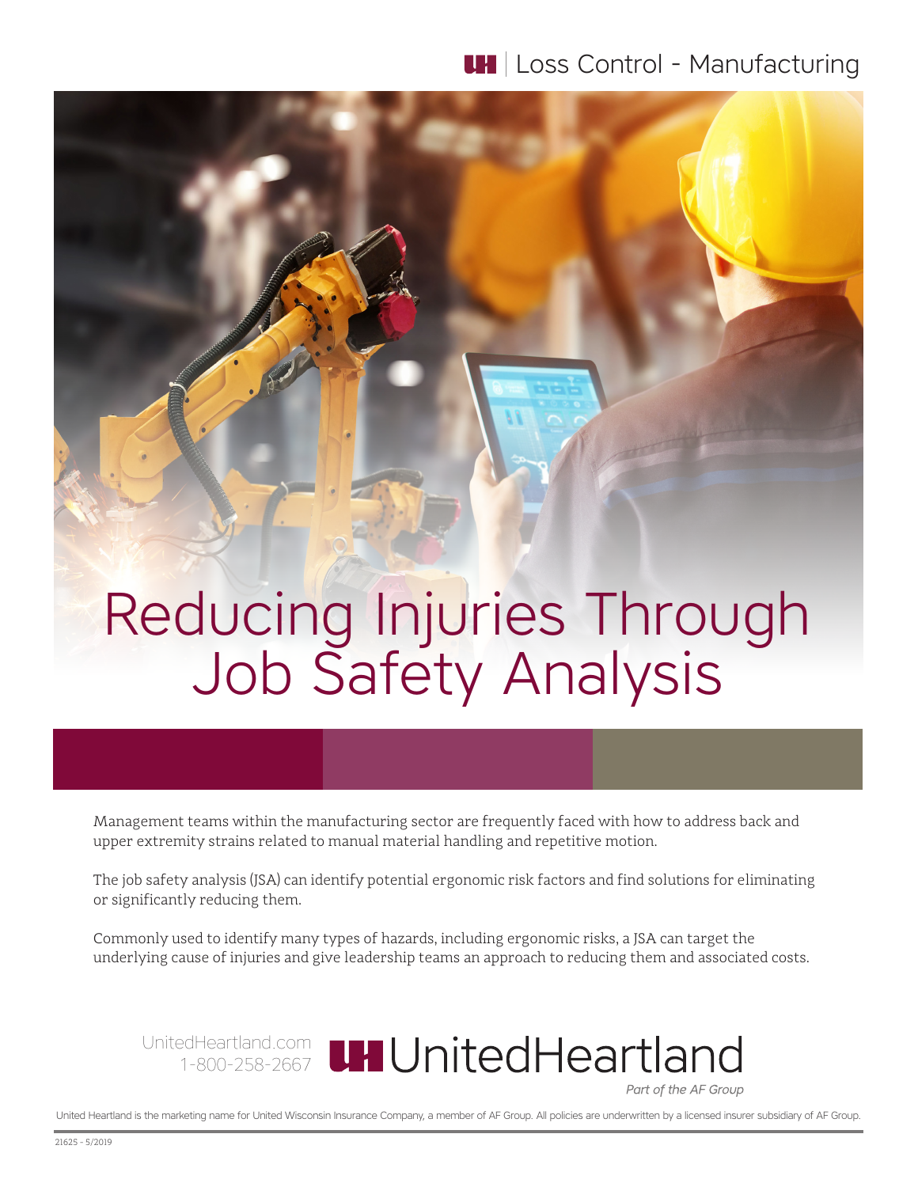Loss Control - Manufacturing

# Reducing Injuries Through Job Safety Analysis

Management teams within the manufacturing sector are frequently faced with how to address back and upper extremity strains related to manual material handling and repetitive motion.

The job safety analysis (JSA) can identify potential ergonomic risk factors and find solutions for eliminating or significantly reducing them.

Commonly used to identify many types of hazards, including ergonomic risks, a JSA can target the underlying cause of injuries and give leadership teams an approach to reducing them and associated costs.

UnitedHeartland.com
1-800-258-2667

UnitedHeartland

*Part of the AF Group*

United Heartland is the marketing name for United Wisconsin Insurance Company, a member of AF Group. All policies are underwritten by a licensed insurer subsidiary of AF Group.

21625 - 5/2019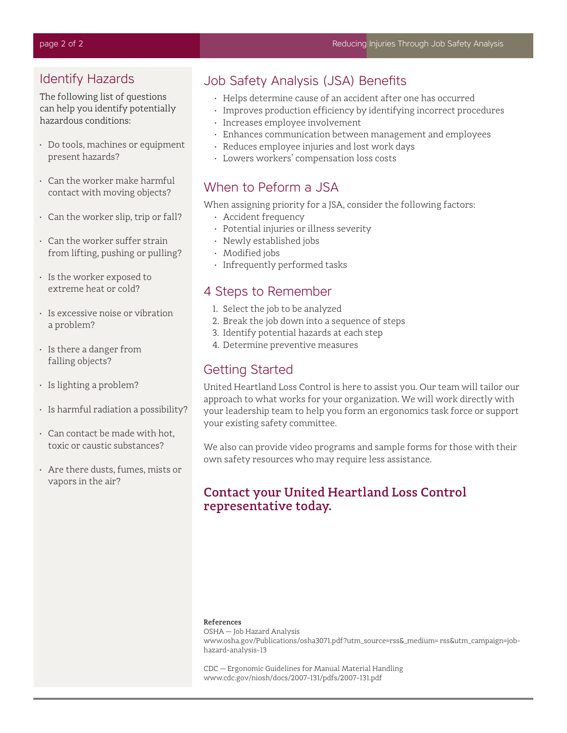## Identify Hazards

The following list of questions can help you identify potentially hazardous conditions:

- Do tools, machines or equipment present hazards?
- Can the worker make harmful contact with moving objects?
- Can the worker slip, trip or fall?
- Can the worker suffer strain from lifting, pushing or pulling?
- Is the worker exposed to extreme heat or cold?
- Is excessive noise or vibration a problem?
- Is there a danger from falling objects?
- Is lighting a problem?
- Is harmful radiation a possibility?
- Can contact be made with hot, toxic or caustic substances?
- Are there dusts, fumes, mists or vapors in the air?

## Job Safety Analysis (JSA) Benefits

- Helps determine cause of an accident after one has occurred
- Improves production efficiency by identifying incorrect procedures
- Increases employee involvement
- Enhances communication between management and employees
- Reduces employee injuries and lost work days
- Lowers workers' compensation loss costs

## When to Peform a JSA

When assigning priority for a JSA, consider the following factors:

- Accident frequency
- Potential injuries or illness severity
- Newly established jobs
- Modified jobs
- Infrequently performed tasks

## 4 Steps to Remember

1. Select the job to be analyzed
2. Break the job down into a sequence of steps
3. Identify potential hazards at each step
4. Determine preventive measures

## Getting Started

United Heartland Loss Control is here to assist you. Our team will tailor our approach to what works for your organization. We will work directly with your leadership team to help you form an ergonomics task force or support your existing safety committee.

We also can provide video programs and sample forms for those with their own safety resources who may require less assistance.

**Contact your United Heartland Loss Control representative today.**

**References**

OSHA — Job Hazard Analysis
www.osha.gov/Publications/osha3071.pdf?utm_source=rss&_medium= rss&utm_campaign=job-hazard-analysis-13

CDC — Ergonomic Guidelines for Manual Material Handling
www.cdc.gov/niosh/docs/2007-131/pdfs/2007-131.pdf